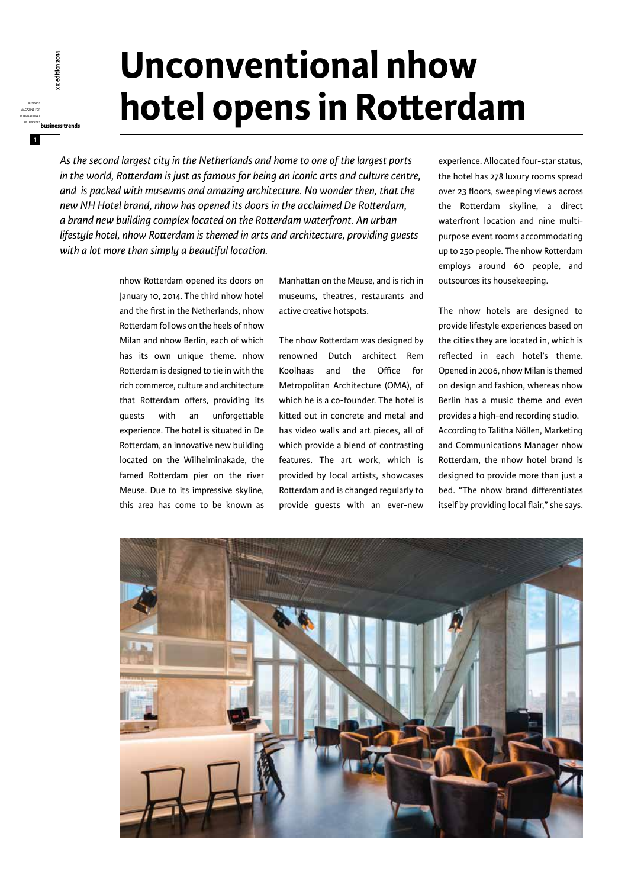# Unconventional nhow hotel opens in Rotterdam

*As the second largest city in the Netherlands and home to one of the largest ports in the world, Rotterdam is just as famous for being an iconic arts and culture centre, and is packed with museums and amazing architecture. No wonder then, that the new NH Hotel brand, nhow has opened its doors in the acclaimed De Rotterdam, a brand new building complex located on the Rotterdam waterfront. An urban lifestyle hotel, nhow Rotterdam is themed in arts and architecture, providing guests with a lot more than simply a beautiful location.*

nhow Rotterdam opened its doors on January 10, 2014. The third nhow hotel and the first in the Netherlands, nhow Rotterdam follows on the heels of nhow Milan and nhow Berlin, each of which has its own unique theme. nhow Rotterdam is designed to tie in with the rich commerce, culture and architecture that Rotterdam offers, providing its guests with an unforgettable experience. The hotel is situated in De Rotterdam, an innovative new building located on the Wilhelminakade, the famed Rotterdam pier on the river Meuse. Due to its impressive skyline, this area has come to be known as Manhattan on the Meuse, and is rich in museums, theatres, restaurants and active creative hotspots.

The nhow Rotterdam was designed by renowned Dutch architect Rem Koolhaas and the Office for Metropolitan Architecture (OMA), of which he is a co-founder. The hotel is kitted out in concrete and metal and has video walls and art pieces, all of which provide a blend of contrasting features. The art work, which is provided by local artists, showcases Rotterdam and is changed regularly to provide guests with an ever-new experience. Allocated four-star status, the hotel has 278 luxury rooms spread over 23 floors, sweeping views across the Rotterdam skyline, a direct waterfront location and nine multi-purpose event rooms accommodating up to 250 people. The nhow Rotterdam employs around 60 people, and outsources its housekeeping.

The nhow hotels are designed to provide lifestyle experiences based on the cities they are located in, which is reflected in each hotel's theme. Opened in 2006, nhow Milan is themed on design and fashion, whereas nhow Berlin has a music theme and even provides a high-end recording studio. According to Talitha Nöllen, Marketing and Communications Manager nhow Rotterdam, the nhow hotel brand is designed to provide more than just a bed. "The nhow brand differentiates itself by providing local flair," she says.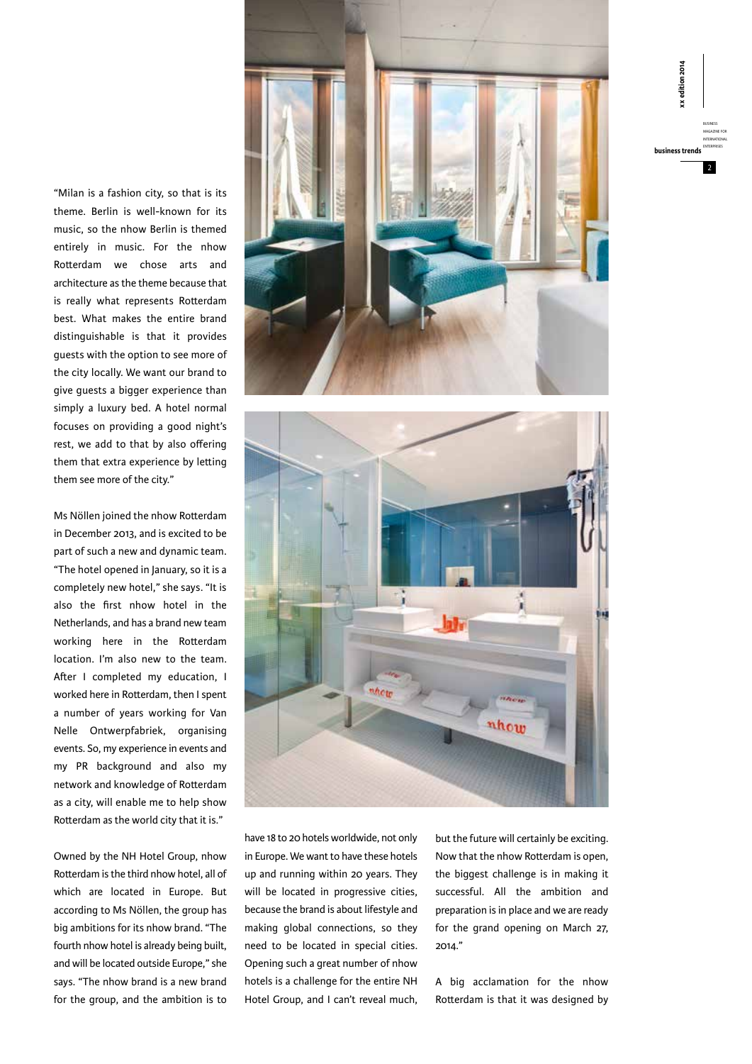"Milan is a fashion city, so that is its theme. Berlin is well-known for its music, so the nhow Berlin is themed entirely in music. For the nhow Rotterdam we chose arts and architecture as the theme because that is really what represents Rotterdam best. What makes the entire brand distinguishable is that it provides guests with the option to see more of the city locally. We want our brand to give guests a bigger experience than simply a luxury bed. A hotel normal focuses on providing a good night's rest, we add to that by also offering them that extra experience by letting them see more of the city."

Ms Nöllen joined the nhow Rotterdam in December 2013, and is excited to be part of such a new and dynamic team. "The hotel opened in January, so it is a completely new hotel," she says. "It is also the first nhow hotel in the Netherlands, and has a brand new team working here in the Rotterdam location. I'm also new to the team. After I completed my education, I worked here in Rotterdam, then I spent a number of years working for Van Nelle Ontwerpfabriek, organising events. So, my experience in events and my PR background and also my network and knowledge of Rotterdam as a city, will enable me to help show Rotterdam as the world city that it is."

Owned by the NH Hotel Group, nhow Rotterdam is the third nhow hotel, all of which are located in Europe. But according to Ms Nöllen, the group has big ambitions for its nhow brand. "The fourth nhow hotel is already being built, and will be located outside Europe," she says. "The nhow brand is a new brand for the group, and the ambition is to have 18 to 20 hotels worldwide, not only in Europe. We want to have these hotels up and running within 20 years. They will be located in progressive cities, because the brand is about lifestyle and making global connections, so they need to be located in special cities. Opening such a great number of nhow hotels is a challenge for the entire NH Hotel Group, and I can't reveal much, but the future will certainly be exciting. Now that the nhow Rotterdam is open, the biggest challenge is in making it successful. All the ambition and preparation is in place and we are ready for the grand opening on March 27, 2014."

A big acclamation for the nhow Rotterdam is that it was designed by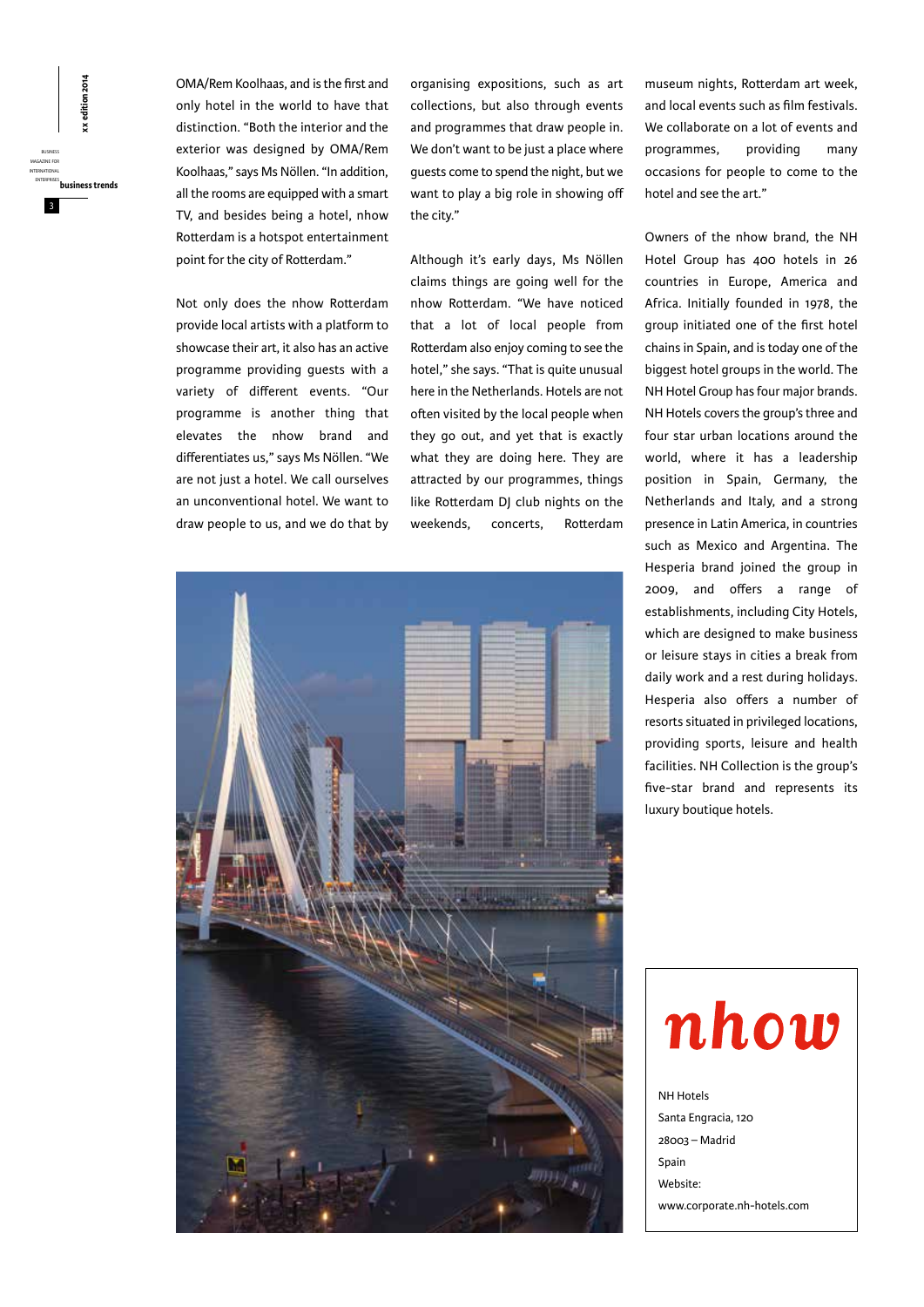OMA/Rem Koolhaas, and is the first and only hotel in the world to have that distinction. "Both the interior and the exterior was designed by OMA/Rem Koolhaas," says Ms Nöllen. "In addition, all the rooms are equipped with a smart TV, and besides being a hotel, nhow Rotterdam is a hotspot entertainment point for the city of Rotterdam."

Not only does the nhow Rotterdam provide local artists with a platform to showcase their art, it also has an active programme providing guests with a variety of different events. "Our programme is another thing that elevates the nhow brand and differentiates us," says Ms Nöllen. "We are not just a hotel. We call ourselves an unconventional hotel. We want to draw people to us, and we do that by organising expositions, such as art collections, but also through events and programmes that draw people in. We don't want to be just a place where guests come to spend the night, but we want to play a big role in showing off the city."

Although it's early days, Ms Nöllen claims things are going well for the nhow Rotterdam. "We have noticed that a lot of local people from Rotterdam also enjoy coming to see the hotel," she says. "That is quite unusual here in the Netherlands. Hotels are not often visited by the local people when they go out, and yet that is exactly what they are doing here. They are attracted by our programmes, things like Rotterdam DJ club nights on the weekends, concerts, Rotterdam museum nights, Rotterdam art week, and local events such as film festivals. We collaborate on a lot of events and programmes, providing many occasions for people to come to the hotel and see the art."

Owners of the nhow brand, the NH Hotel Group has 400 hotels in 26 countries in Europe, America and Africa. Initially founded in 1978, the group initiated one of the first hotel chains in Spain, and is today one of the biggest hotel groups in the world. The NH Hotel Group has four major brands. NH Hotels covers the group's three and four star urban locations around the world, where it has a leadership position in Spain, Germany, the Netherlands and Italy, and a strong presence in Latin America, in countries such as Mexico and Argentina. The Hesperia brand joined the group in 2009, and offers a range of establishments, including City Hotels, which are designed to make business or leisure stays in cities a break from daily work and a rest during holidays. Hesperia also offers a number of resorts situated in privileged locations, providing sports, leisure and health facilities. NH Collection is the group's five-star brand and represents its luxury boutique hotels.

nhow

NH Hotels
Santa Engracia, 120
28003 – Madrid
Spain
Website:
www.corporate.nh-hotels.com